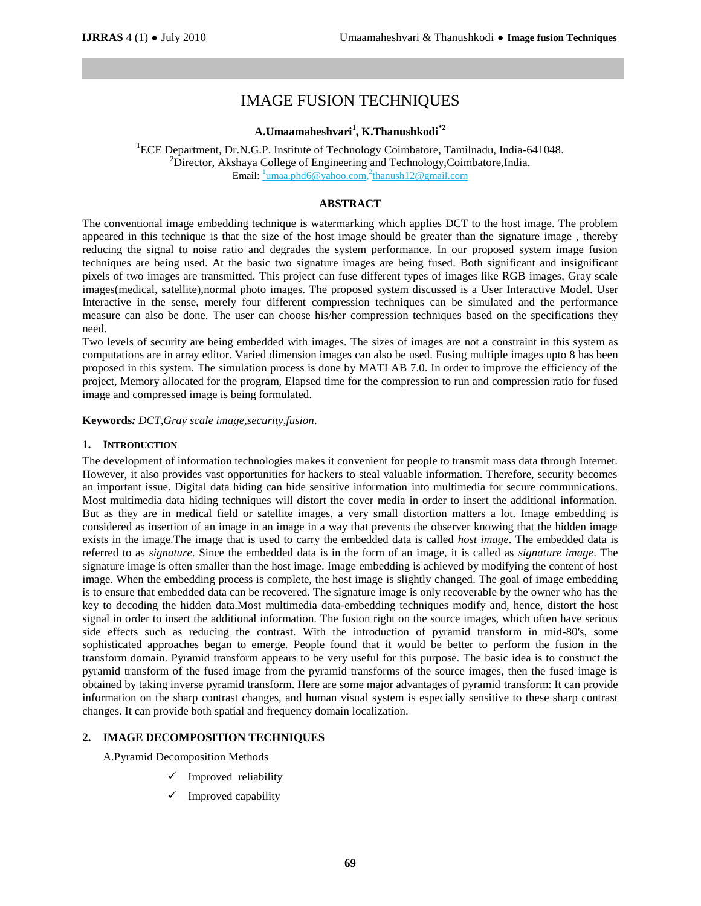# IMAGE FUSION TECHNIQUES

**A.Umaamaheshvari[1], K.Thanushkodi[*2]**

[1]ECE Department, Dr.N.G.P. Institute of Technology Coimbatore, Tamilnadu, India-641048.
[2]Director, Akshaya College of Engineering and Technology,Coimbatore,India.
Email: [1]umaa.phd6@yahoo.com,[2]thanush12@gmail.com

## ABSTRACT

The conventional image embedding technique is watermarking which applies DCT to the host image. The problem appeared in this technique is that the size of the host image should be greater than the signature image , thereby reducing the signal to noise ratio and degrades the system performance. In our proposed system image fusion techniques are being used. At the basic two signature images are being fused. Both significant and insignificant pixels of two images are transmitted. This project can fuse different types of images like RGB images, Gray scale images(medical, satellite),normal photo images. The proposed system discussed is a User Interactive Model. User Interactive in the sense, merely four different compression techniques can be simulated and the performance measure can also be done. The user can choose his/her compression techniques based on the specifications they need.

Two levels of security are being embedded with images. The sizes of images are not a constraint in this system as computations are in array editor. Varied dimension images can also be used. Fusing multiple images upto 8 has been proposed in this system. The simulation process is done by MATLAB 7.0. In order to improve the efficiency of the project, Memory allocated for the program, Elapsed time for the compression to run and compression ratio for fused image and compressed image is being formulated.

**Keywords:** *DCT,Gray scale image,security,fusion*.

## 1. INTRODUCTION

The development of information technologies makes it convenient for people to transmit mass data through Internet. However, it also provides vast opportunities for hackers to steal valuable information. Therefore, security becomes an important issue. Digital data hiding can hide sensitive information into multimedia for secure communications. Most multimedia data hiding techniques will distort the cover media in order to insert the additional information. But as they are in medical field or satellite images, a very small distortion matters a lot. Image embedding is considered as insertion of an image in an image in a way that prevents the observer knowing that the hidden image exists in the image.The image that is used to carry the embedded data is called *host image*. The embedded data is referred to as *signature*. Since the embedded data is in the form of an image, it is called as *signature image*. The signature image is often smaller than the host image. Image embedding is achieved by modifying the content of host image. When the embedding process is complete, the host image is slightly changed. The goal of image embedding is to ensure that embedded data can be recovered. The signature image is only recoverable by the owner who has the key to decoding the hidden data.Most multimedia data-embedding techniques modify and, hence, distort the host signal in order to insert the additional information. The fusion right on the source images, which often have serious side effects such as reducing the contrast. With the introduction of pyramid transform in mid-80's, some sophisticated approaches began to emerge. People found that it would be better to perform the fusion in the transform domain. Pyramid transform appears to be very useful for this purpose. The basic idea is to construct the pyramid transform of the fused image from the pyramid transforms of the source images, then the fused image is obtained by taking inverse pyramid transform. Here are some major advantages of pyramid transform: It can provide information on the sharp contrast changes, and human visual system is especially sensitive to these sharp contrast changes. It can provide both spatial and frequency domain localization.

## 2. IMAGE DECOMPOSITION TECHNIQUES

A.Pyramid Decomposition Methods

- ✓ Improved reliability
- ✓ Improved capability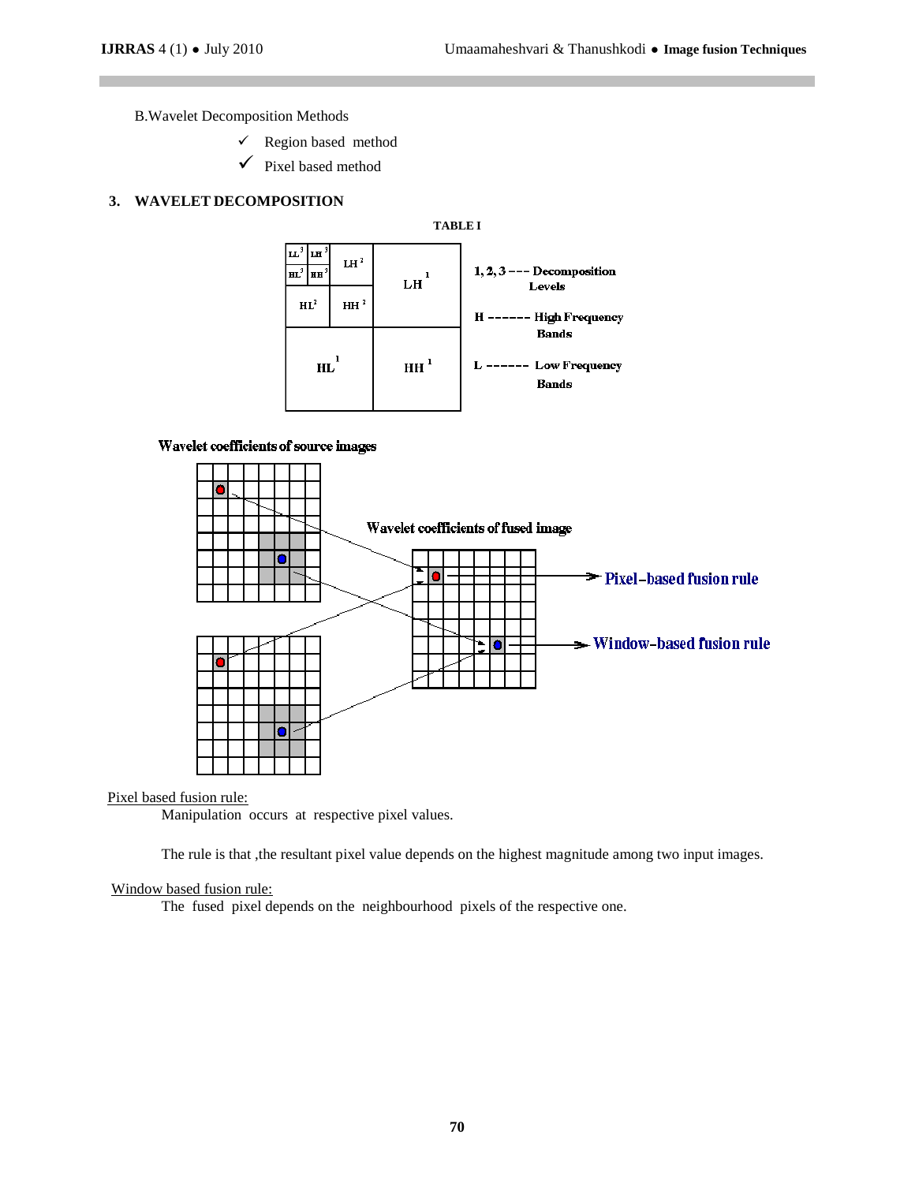B.Wavelet Decomposition Methods

- ✓ Region based method
- ✓ Pixel based method

## 3. WAVELET DECOMPOSITION

**TABLE I**

| $LL^3$ | $LH^3$ | $LH^2$ | $LH^1$ |
|---|---|---|---|
| $HL^3$ | $HH^3$ | | |
| $HL^2$ | | $HH^2$ | |
| $HL^1$ | | $HH^1$ | |

**1, 2, 3 --- Decomposition Levels**

**H ------ High Frequency Bands**

**L ------ Low Frequency Bands**

Wavelet coefficients of source images

Wavelet coefficients of fused image

Pixel–based fusion rule

Window–based fusion rule

Pixel based fusion rule:

Manipulation occurs at respective pixel values.

The rule is that ,the resultant pixel value depends on the highest magnitude among two input images.

Window based fusion rule:

The fused pixel depends on the neighbourhood pixels of the respective one.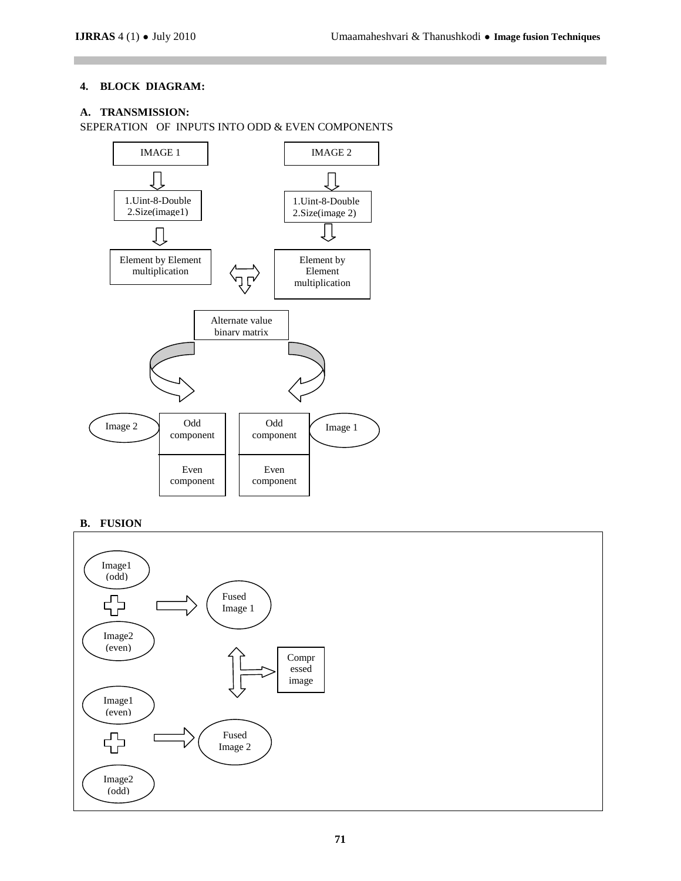## 4. BLOCK DIAGRAM:

### A. TRANSMISSION:

SEPERATION OF INPUTS INTO ODD & EVEN COMPONENTS

IMAGE 1

1.Uint-8-Double
2.Size(image1)

Element by Element multiplication

IMAGE 2

1.Uint-8-Double
2.Size(image 2)

Element by Element multiplication

Alternate value binary matrix

Image 2 — Odd component / Even component

Image 1 — Odd component / Even component

### B. FUSION

Image1 (odd) + Image2 (even) → Fused Image 1

Compr essed image

Image1 (even) + Image2 (odd) → Fused Image 2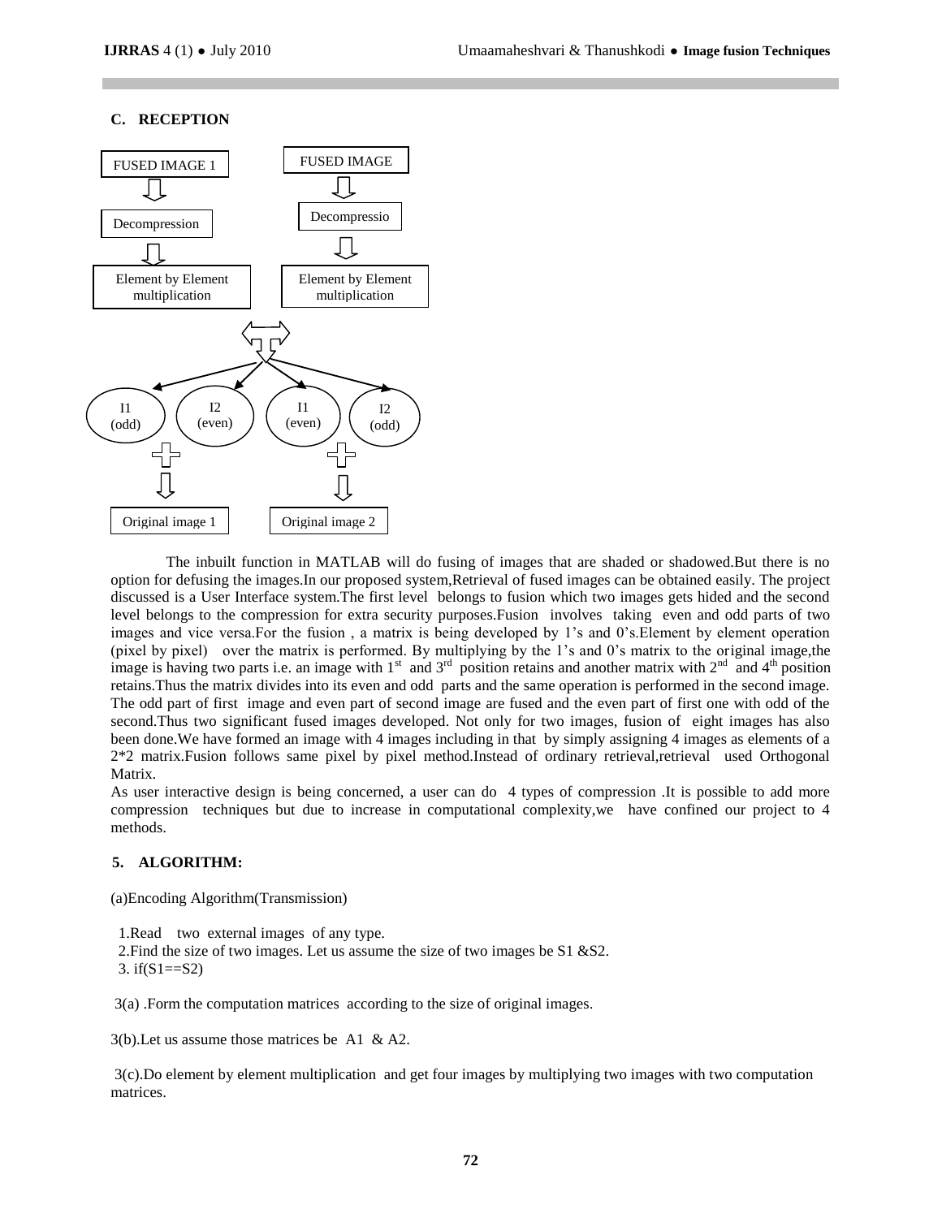### C. RECEPTION

FUSED IMAGE 1 → Decompression → Element by Element multiplication

FUSED IMAGE → Decompressio → Element by Element multiplication

I1 (odd) + I2 (even) → Original image 1

I1 (even) + I2 (odd) → Original image 2

The inbuilt function in MATLAB will do fusing of images that are shaded or shadowed.But there is no option for defusing the images.In our proposed system,Retrieval of fused images can be obtained easily. The project discussed is a User Interface system.The first level belongs to fusion which two images gets hided and the second level belongs to the compression for extra security purposes.Fusion involves taking even and odd parts of two images and vice versa.For the fusion , a matrix is being developed by 1's and 0's.Element by element operation (pixel by pixel) over the matrix is performed. By multiplying by the 1's and 0's matrix to the original image,the image is having two parts i.e. an image with 1st and 3rd position retains and another matrix with 2nd and 4th position retains.Thus the matrix divides into its even and odd parts and the same operation is performed in the second image. The odd part of first image and even part of second image are fused and the even part of first one with odd of the second.Thus two significant fused images developed. Not only for two images, fusion of eight images has also been done.We have formed an image with 4 images including in that by simply assigning 4 images as elements of a 2*2 matrix.Fusion follows same pixel by pixel method.Instead of ordinary retrieval,retrieval used Orthogonal Matrix.

As user interactive design is being concerned, a user can do 4 types of compression .It is possible to add more compression techniques but due to increase in computational complexity,we have confined our project to 4 methods.

## 5. ALGORITHM:

(a)Encoding Algorithm(Transmission)

1.Read two external images of any type.
2.Find the size of two images. Let us assume the size of two images be S1 &S2.
3. if(S1==S2)

3(a) .Form the computation matrices according to the size of original images.

3(b).Let us assume those matrices be A1 & A2.

3(c).Do element by element multiplication and get four images by multiplying two images with two computation matrices.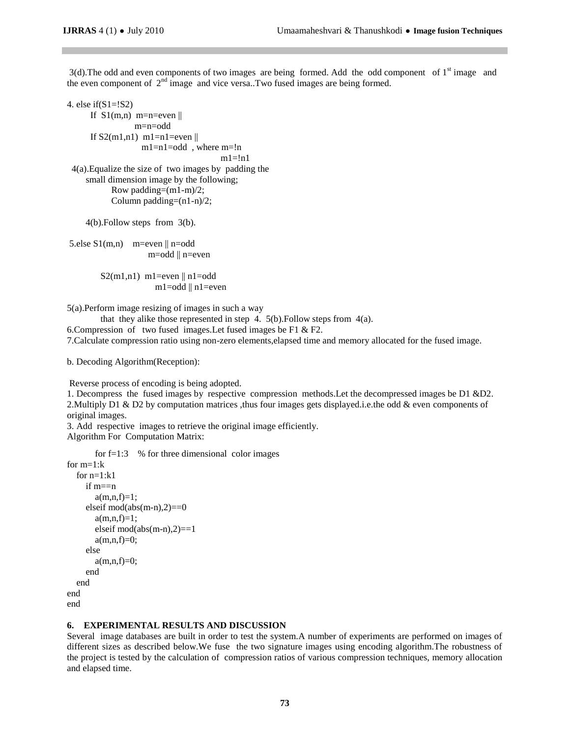3(d).The odd and even components of two images are being formed. Add the odd component of 1st image and the even component of 2nd image and vice versa..Two fused images are being formed.

```
4. else if(S1=!S2)
       If  S1(m,n)  m=n=even ||
                    m=n=odd
       If S2(m1,n1)  m1=n1=even ||
                     m1=n1=odd  , where m=!n
                                        m1=!n1
```

4(a).Equalize the size of two images by padding the small dimension image by the following;

Row padding=(m1-m)/2;

Column padding=(n1-n)/2;

4(b).Follow steps from 3(b).

```
5.else S1(m,n)    m=even || n=odd
                  m=odd || n=even

       S2(m1,n1)  m1=even || n1=odd
                  m1=odd || n1=even
```

5(a).Perform image resizing of images in such a way that they alike those represented in step 4. 5(b).Follow steps from 4(a).

6.Compression of two fused images.Let fused images be F1 & F2.

7.Calculate compression ratio using non-zero elements,elapsed time and memory allocated for the fused image.

b. Decoding Algorithm(Reception):

Reverse process of encoding is being adopted.

1. Decompress the fused images by respective compression methods.Let the decompressed images be D1 &D2.
2. Multiply D1 & D2 by computation matrices ,thus four images gets displayed.i.e.the odd & even components of original images.
3. Add respective images to retrieve the original image efficiently.

Algorithm For Computation Matrix:

```
for f=1:3   % for three dimensional color images
for m=1:k
   for n=1:k1
      if m==n
         a(m,n,f)=1;
      elseif mod(abs(m-n),2)==0
         a(m,n,f)=1;
         elseif mod(abs(m-n),2)==1
         a(m,n,f)=0;
      else
         a(m,n,f)=0;
      end
   end
end
end
```

## 6. EXPERIMENTAL RESULTS AND DISCUSSION

Several image databases are built in order to test the system.A number of experiments are performed on images of different sizes as described below.We fuse the two signature images using encoding algorithm.The robustness of the project is tested by the calculation of compression ratios of various compression techniques, memory allocation and elapsed time.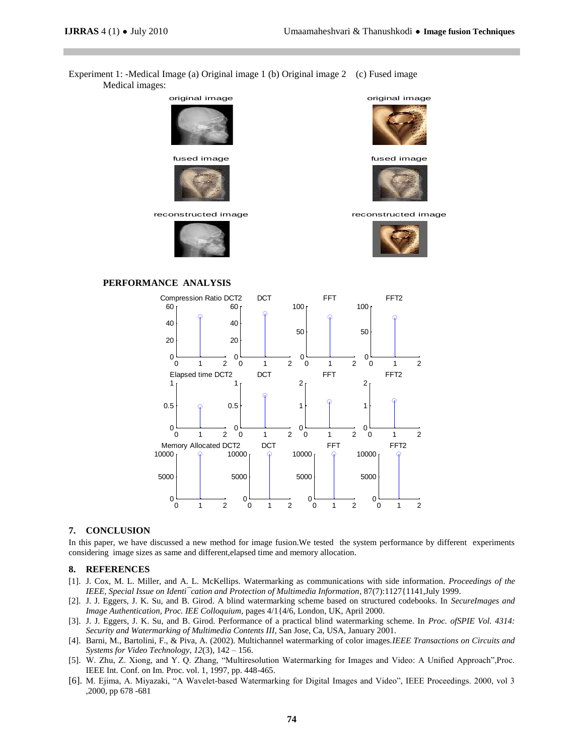Experiment 1: -Medical Image (a) Original image 1 (b) Original image 2 (c) Fused image

Medical images:

original image

original image

fused image

fused image

reconstructed image

reconstructed image

**PERFORMANCE ANALYSIS**

Compression Ratio DCT2 DCT FFT FFT2

Elapsed time DCT2 DCT FFT FFT2

Memory Allocated DCT2 DCT FFT FFT2

## 7. CONCLUSION

In this paper, we have discussed a new method for image fusion.We tested the system performance by different experiments considering image sizes as same and different,elapsed time and memory allocation.

## 8. REFERENCES

[1]. J. Cox, M. L. Miller, and A. L. McKellips. Watermarking as communications with side information. *Proceedings of the IEEE, Special Issue on Identi¯cation and Protection of Multimedia Information*, 87(7):1127{1141,July 1999.

[2]. J. J. Eggers, J. K. Su, and B. Girod. A blind watermarking scheme based on structured codebooks. In *SecureImages and Image Authentication, Proc. IEE Colloquium*, pages 4/1{4/6, London, UK, April 2000.

[3]. J. J. Eggers, J. K. Su, and B. Girod. Performance of a practical blind watermarking scheme. In *Proc. ofSPIE Vol. 4314: Security and Watermarking of Multimedia Contents III*, San Jose, Ca, USA, January 2001.

[4]. Barni, M., Bartolini, F., & Piva, A. (2002). Multichannel watermarking of color images.*IEEE Transactions on Circuits and Systems for Video Technology, 12*(3), 142 – 156.

[5]. W. Zhu, Z. Xiong, and Y. Q. Zhang, "Multiresolution Watermarking for Images and Video: A Unified Approach",Proc. IEEE Int. Conf. on Im. Proc. vol. 1, 1997, pp. 448-465.

[6]. M. Ejima, A. Miyazaki, "A Wavelet-based Watermarking for Digital Images and Video", IEEE Proceedings. 2000, vol 3 ,2000, pp 678 -681